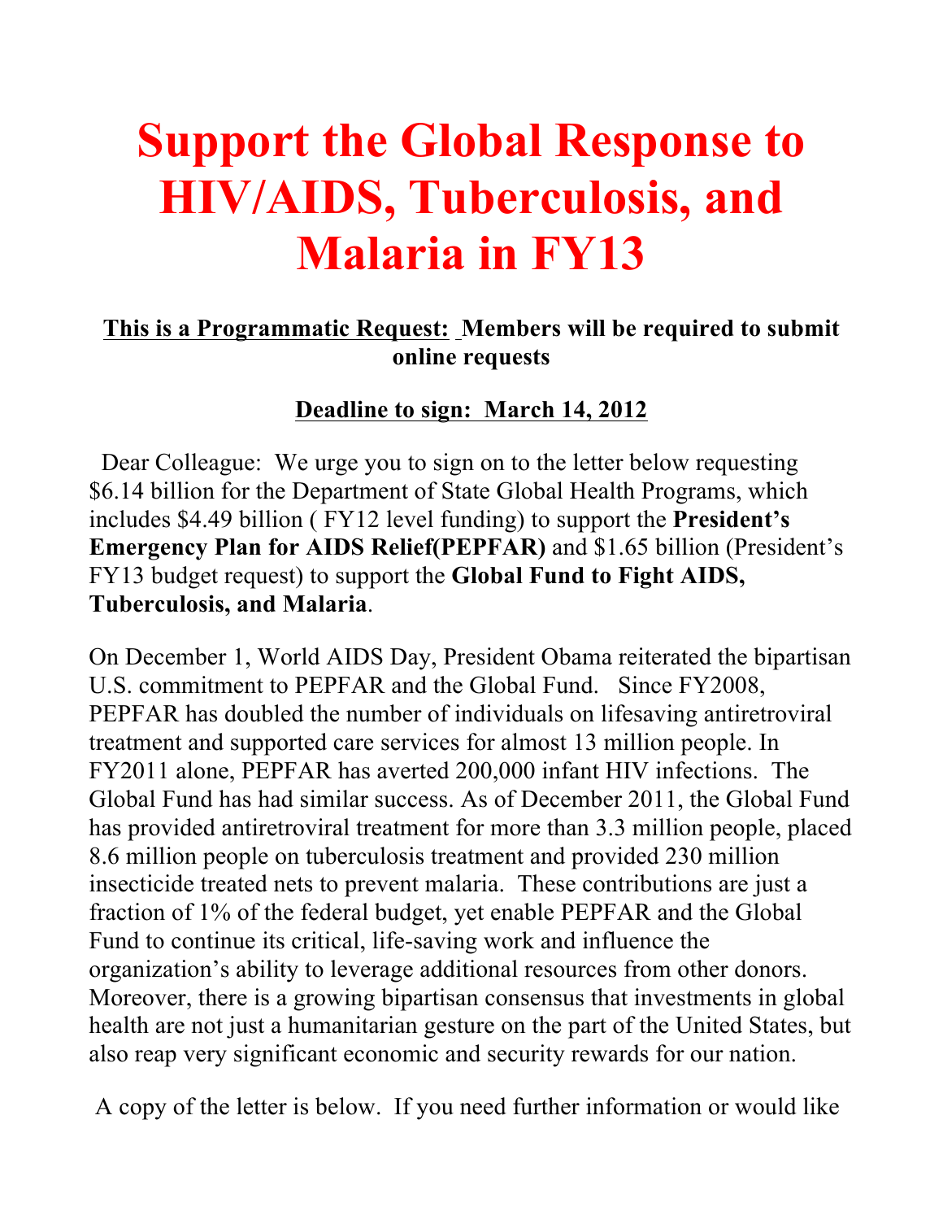# Support the Global Response to HIV/AIDS, Tuberculosis, and Malaria in FY13

**This is a Programmatic Request: Members will be required to submit online requests**

**Deadline to sign: March 14, 2012**

Dear Colleague: We urge you to sign on to the letter below requesting $6.14 billion for the Department of State Global Health Programs, which includes $4.49 billion ( FY12 level funding) to support the **President's Emergency Plan for AIDS Relief(PEPFAR)** and $1.65 billion (President's FY13 budget request) to support the **Global Fund to Fight AIDS, Tuberculosis, and Malaria**.

On December 1, World AIDS Day, President Obama reiterated the bipartisan U.S. commitment to PEPFAR and the Global Fund. Since FY2008, PEPFAR has doubled the number of individuals on lifesaving antiretroviral treatment and supported care services for almost 13 million people. In FY2011 alone, PEPFAR has averted 200,000 infant HIV infections. The Global Fund has had similar success. As of December 2011, the Global Fund has provided antiretroviral treatment for more than 3.3 million people, placed 8.6 million people on tuberculosis treatment and provided 230 million insecticide treated nets to prevent malaria. These contributions are just a fraction of 1% of the federal budget, yet enable PEPFAR and the Global Fund to continue its critical, life-saving work and influence the organization's ability to leverage additional resources from other donors. Moreover, there is a growing bipartisan consensus that investments in global health are not just a humanitarian gesture on the part of the United States, but also reap very significant economic and security rewards for our nation.

A copy of the letter is below. If you need further information or would like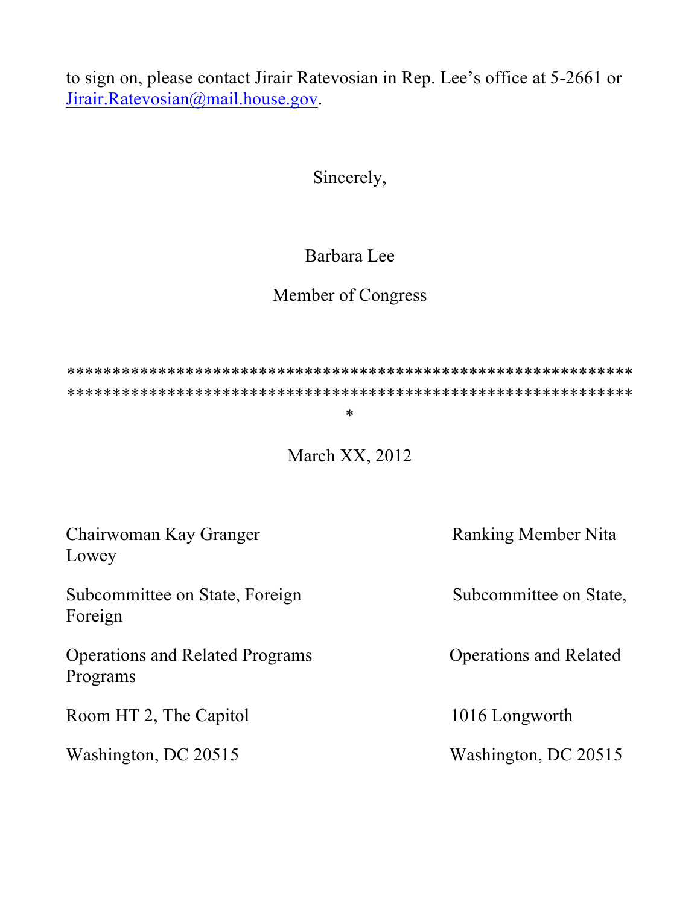to sign on, please contact Jirair Ratevosian in Rep. Lee's office at 5-2661 or Jirair.Ratevosian@mail.house.gov.

Sincerely,

Barbara Lee

Member of Congress

*************************************************************************************************************************
*

March XX, 2012

Chairwoman Kay Granger
Subcommittee on State, Foreign Operations and Related Programs
Room HT 2, The Capitol
Washington, DC 20515

Ranking Member Nita Lowey
Subcommittee on State, Foreign Operations and Related Programs
1016 Longworth
Washington, DC 20515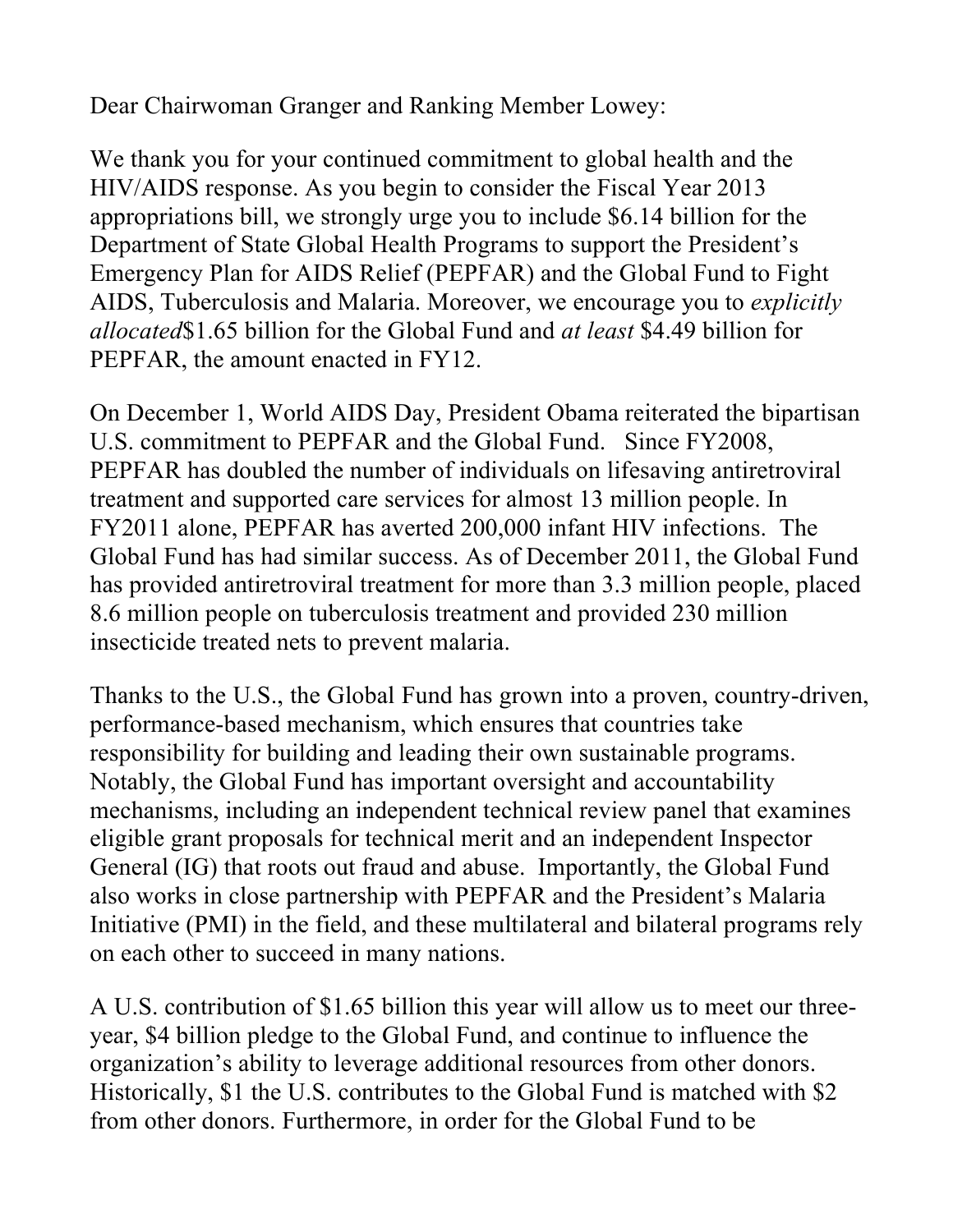Dear Chairwoman Granger and Ranking Member Lowey:

We thank you for your continued commitment to global health and the HIV/AIDS response. As you begin to consider the Fiscal Year 2013 appropriations bill, we strongly urge you to include $6.14 billion for the Department of State Global Health Programs to support the President's Emergency Plan for AIDS Relief (PEPFAR) and the Global Fund to Fight AIDS, Tuberculosis and Malaria. Moreover, we encourage you to *explicitly allocated*$1.65 billion for the Global Fund and *at least* $4.49 billion for PEPFAR, the amount enacted in FY12.

On December 1, World AIDS Day, President Obama reiterated the bipartisan U.S. commitment to PEPFAR and the Global Fund. Since FY2008, PEPFAR has doubled the number of individuals on lifesaving antiretroviral treatment and supported care services for almost 13 million people. In FY2011 alone, PEPFAR has averted 200,000 infant HIV infections. The Global Fund has had similar success. As of December 2011, the Global Fund has provided antiretroviral treatment for more than 3.3 million people, placed 8.6 million people on tuberculosis treatment and provided 230 million insecticide treated nets to prevent malaria.

Thanks to the U.S., the Global Fund has grown into a proven, country-driven, performance-based mechanism, which ensures that countries take responsibility for building and leading their own sustainable programs. Notably, the Global Fund has important oversight and accountability mechanisms, including an independent technical review panel that examines eligible grant proposals for technical merit and an independent Inspector General (IG) that roots out fraud and abuse. Importantly, the Global Fund also works in close partnership with PEPFAR and the President's Malaria Initiative (PMI) in the field, and these multilateral and bilateral programs rely on each other to succeed in many nations.

A U.S. contribution of $1.65 billion this year will allow us to meet our three-year, $4 billion pledge to the Global Fund, and continue to influence the organization's ability to leverage additional resources from other donors. Historically, $1 the U.S. contributes to the Global Fund is matched with $2 from other donors. Furthermore, in order for the Global Fund to be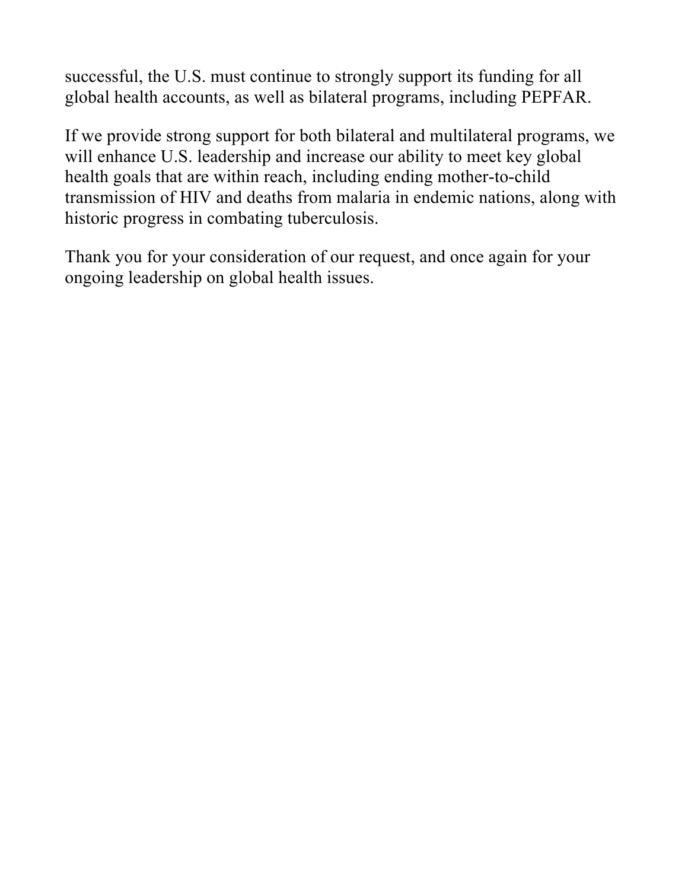successful, the U.S. must continue to strongly support its funding for all global health accounts, as well as bilateral programs, including PEPFAR.

If we provide strong support for both bilateral and multilateral programs, we will enhance U.S. leadership and increase our ability to meet key global health goals that are within reach, including ending mother-to-child transmission of HIV and deaths from malaria in endemic nations, along with historic progress in combating tuberculosis.

Thank you for your consideration of our request, and once again for your ongoing leadership on global health issues.